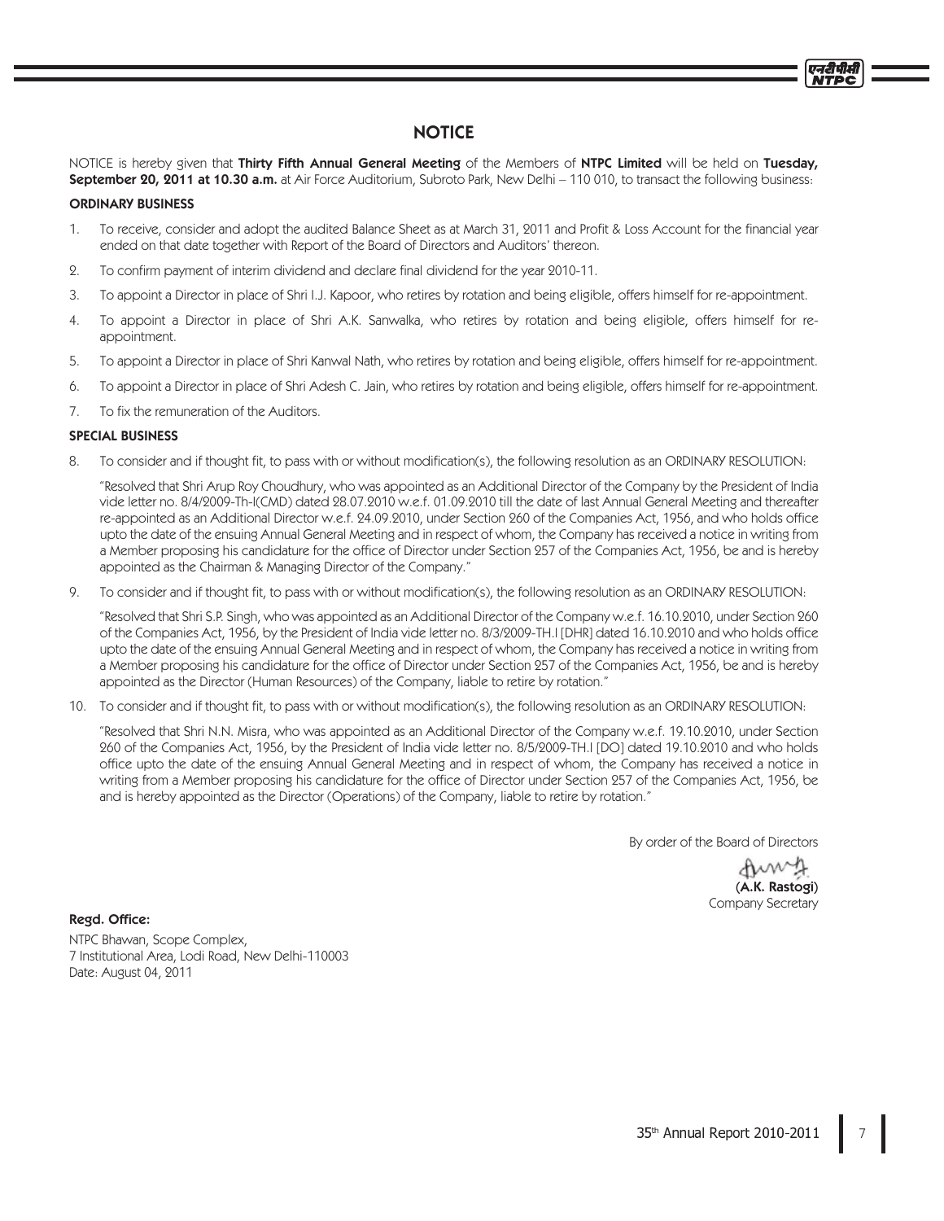# NOTICE

NOTICE is hereby given that **Thirty Fifth Annual General Meeting** of the Members of **NTPC Limited** will be held on **Tuesday, September 20, 2011 at 10.30 a.m.** at Air Force Auditorium, Subroto Park, New Delhi – 110 010, to transact the following business:

**ORDINARY BUSINESS**

1. To receive, consider and adopt the audited Balance Sheet as at March 31, 2011 and Profit & Loss Account for the financial year ended on that date together with Report of the Board of Directors and Auditors' thereon.
2. To confirm payment of interim dividend and declare final dividend for the year 2010-11.
3. To appoint a Director in place of Shri I.J. Kapoor, who retires by rotation and being eligible, offers himself for re-appointment.
4. To appoint a Director in place of Shri A.K. Sanwalka, who retires by rotation and being eligible, offers himself for re-appointment.
5. To appoint a Director in place of Shri Kanwal Nath, who retires by rotation and being eligible, offers himself for re-appointment.
6. To appoint a Director in place of Shri Adesh C. Jain, who retires by rotation and being eligible, offers himself for re-appointment.
7. To fix the remuneration of the Auditors.

**SPECIAL BUSINESS**

8. To consider and if thought fit, to pass with or without modification(s), the following resolution as an ORDINARY RESOLUTION:

   "Resolved that Shri Arup Roy Choudhury, who was appointed as an Additional Director of the Company by the President of India vide letter no. 8/4/2009-Th-I(CMD) dated 28.07.2010 w.e.f. 01.09.2010 till the date of last Annual General Meeting and thereafter re-appointed as an Additional Director w.e.f. 24.09.2010, under Section 260 of the Companies Act, 1956, and who holds office upto the date of the ensuing Annual General Meeting and in respect of whom, the Company has received a notice in writing from a Member proposing his candidature for the office of Director under Section 257 of the Companies Act, 1956, be and is hereby appointed as the Chairman & Managing Director of the Company."

9. To consider and if thought fit, to pass with or without modification(s), the following resolution as an ORDINARY RESOLUTION:

   "Resolved that Shri S.P. Singh, who was appointed as an Additional Director of the Company w.e.f. 16.10.2010, under Section 260 of the Companies Act, 1956, by the President of India vide letter no. 8/3/2009-TH.I [DHR] dated 16.10.2010 and who holds office upto the date of the ensuing Annual General Meeting and in respect of whom, the Company has received a notice in writing from a Member proposing his candidature for the office of Director under Section 257 of the Companies Act, 1956, be and is hereby appointed as the Director (Human Resources) of the Company, liable to retire by rotation."

10. To consider and if thought fit, to pass with or without modification(s), the following resolution as an ORDINARY RESOLUTION:

    "Resolved that Shri N.N. Misra, who was appointed as an Additional Director of the Company w.e.f. 19.10.2010, under Section 260 of the Companies Act, 1956, by the President of India vide letter no. 8/5/2009-TH.I [DO] dated 19.10.2010 and who holds office upto the date of the ensuing Annual General Meeting and in respect of whom, the Company has received a notice in writing from a Member proposing his candidature for the office of Director under Section 257 of the Companies Act, 1956, be and is hereby appointed as the Director (Operations) of the Company, liable to retire by rotation."

By order of the Board of Directors

**(A.K. Rastogi)**
Company Secretary

**Regd. Office:**

NTPC Bhawan, Scope Complex,
7 Institutional Area, Lodi Road, New Delhi-110003
Date: August 04, 2011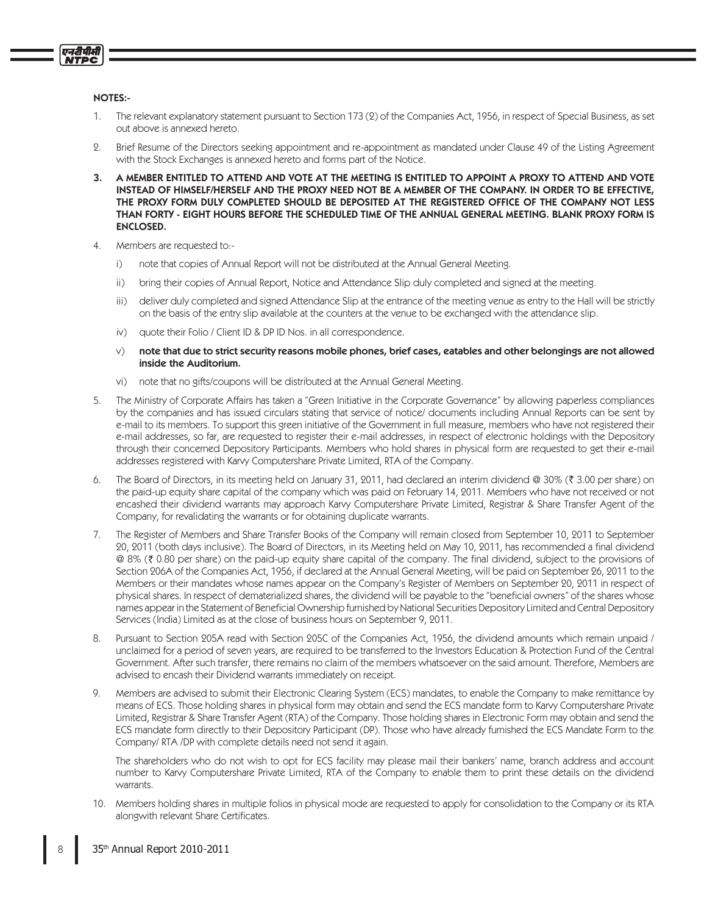**NOTES:-**

1. The relevant explanatory statement pursuant to Section 173 (2) of the Companies Act, 1956, in respect of Special Business, as set out above is annexed hereto.

2. Brief Resume of the Directors seeking appointment and re-appointment as mandated under Clause 49 of the Listing Agreement with the Stock Exchanges is annexed hereto and forms part of the Notice.

3. **A MEMBER ENTITLED TO ATTEND AND VOTE AT THE MEETING IS ENTITLED TO APPOINT A PROXY TO ATTEND AND VOTE INSTEAD OF HIMSELF/HERSELF AND THE PROXY NEED NOT BE A MEMBER OF THE COMPANY. IN ORDER TO BE EFFECTIVE, THE PROXY FORM DULY COMPLETED SHOULD BE DEPOSITED AT THE REGISTERED OFFICE OF THE COMPANY NOT LESS THAN FORTY - EIGHT HOURS BEFORE THE SCHEDULED TIME OF THE ANNUAL GENERAL MEETING. BLANK PROXY FORM IS ENCLOSED.**

4. Members are requested to:-

   i) note that copies of Annual Report will not be distributed at the Annual General Meeting.

   ii) bring their copies of Annual Report, Notice and Attendance Slip duly completed and signed at the meeting.

   iii) deliver duly completed and signed Attendance Slip at the entrance of the meeting venue as entry to the Hall will be strictly on the basis of the entry slip available at the counters at the venue to be exchanged with the attendance slip.

   iv) quote their Folio / Client ID & DP ID Nos. in all correspondence.

   v) **note that due to strict security reasons mobile phones, brief cases, eatables and other belongings are not allowed inside the Auditorium.**

   vi) note that no gifts/coupons will be distributed at the Annual General Meeting.

5. The Ministry of Corporate Affairs has taken a "Green Initiative in the Corporate Governance" by allowing paperless compliances by the companies and has issued circulars stating that service of notice/ documents including Annual Reports can be sent by e-mail to its members. To support this green initiative of the Government in full measure, members who have not registered their e-mail addresses, so far, are requested to register their e-mail addresses, in respect of electronic holdings with the Depository through their concerned Depository Participants. Members who hold shares in physical form are requested to get their e-mail addresses registered with Karvy Computershare Private Limited, RTA of the Company.

6. The Board of Directors, in its meeting held on January 31, 2011, had declared an interim dividend @ 30% (₹ 3.00 per share) on the paid-up equity share capital of the company which was paid on February 14, 2011. Members who have not received or not encashed their dividend warrants may approach Karvy Computershare Private Limited, Registrar & Share Transfer Agent of the Company, for revalidating the warrants or for obtaining duplicate warrants.

7. The Register of Members and Share Transfer Books of the Company will remain closed from September 10, 2011 to September 20, 2011 (both days inclusive). The Board of Directors, in its Meeting held on May 10, 2011, has recommended a final dividend @ 8% (₹ 0.80 per share) on the paid-up equity share capital of the company. The final dividend, subject to the provisions of Section 206A of the Companies Act, 1956, if declared at the Annual General Meeting, will be paid on September 26, 2011 to the Members or their mandates whose names appear on the Company's Register of Members on September 20, 2011 in respect of physical shares. In respect of dematerialized shares, the dividend will be payable to the "beneficial owners" of the shares whose names appear in the Statement of Beneficial Ownership furnished by National Securities Depository Limited and Central Depository Services (India) Limited as at the close of business hours on September 9, 2011.

8. Pursuant to Section 205A read with Section 205C of the Companies Act, 1956, the dividend amounts which remain unpaid / unclaimed for a period of seven years, are required to be transferred to the Investors Education & Protection Fund of the Central Government. After such transfer, there remains no claim of the members whatsoever on the said amount. Therefore, Members are advised to encash their Dividend warrants immediately on receipt.

9. Members are advised to submit their Electronic Clearing System (ECS) mandates, to enable the Company to make remittance by means of ECS. Those holding shares in physical form may obtain and send the ECS mandate form to Karvy Computershare Private Limited, Registrar & Share Transfer Agent (RTA) of the Company. Those holding shares in Electronic Form may obtain and send the ECS mandate form directly to their Depository Participant (DP). Those who have already furnished the ECS Mandate Form to the Company/ RTA /DP with complete details need not send it again.

   The shareholders who do not wish to opt for ECS facility may please mail their bankers' name, branch address and account number to Karvy Computershare Private Limited, RTA of the Company to enable them to print these details on the dividend warrants.

10. Members holding shares in multiple folios in physical mode are requested to apply for consolidation to the Company or its RTA alongwith relevant Share Certificates.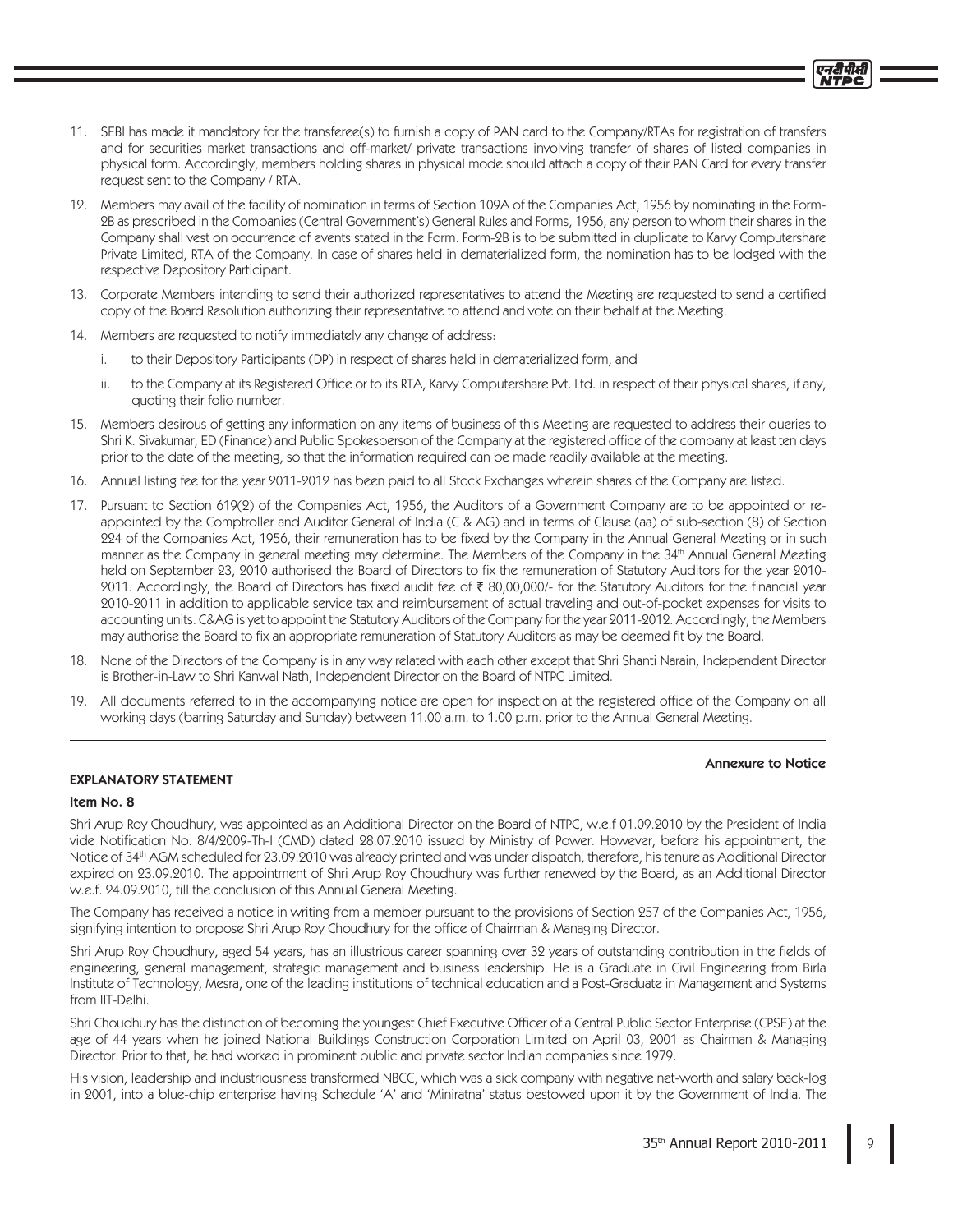11. SEBI has made it mandatory for the transferee(s) to furnish a copy of PAN card to the Company/RTAs for registration of transfers and for securities market transactions and off-market/ private transactions involving transfer of shares of listed companies in physical form. Accordingly, members holding shares in physical mode should attach a copy of their PAN Card for every transfer request sent to the Company / RTA.

12. Members may avail of the facility of nomination in terms of Section 109A of the Companies Act, 1956 by nominating in the Form-2B as prescribed in the Companies (Central Government's) General Rules and Forms, 1956, any person to whom their shares in the Company shall vest on occurrence of events stated in the Form. Form-2B is to be submitted in duplicate to Karvy Computershare Private Limited, RTA of the Company. In case of shares held in dematerialized form, the nomination has to be lodged with the respective Depository Participant.

13. Corporate Members intending to send their authorized representatives to attend the Meeting are requested to send a certified copy of the Board Resolution authorizing their representative to attend and vote on their behalf at the Meeting.

14. Members are requested to notify immediately any change of address:

    i. to their Depository Participants (DP) in respect of shares held in dematerialized form, and

    ii. to the Company at its Registered Office or to its RTA, Karvy Computershare Pvt. Ltd. in respect of their physical shares, if any, quoting their folio number.

15. Members desirous of getting any information on any items of business of this Meeting are requested to address their queries to Shri K. Sivakumar, ED (Finance) and Public Spokesperson of the Company at the registered office of the company at least ten days prior to the date of the meeting, so that the information required can be made readily available at the meeting.

16. Annual listing fee for the year 2011-2012 has been paid to all Stock Exchanges wherein shares of the Company are listed.

17. Pursuant to Section 619(2) of the Companies Act, 1956, the Auditors of a Government Company are to be appointed or re-appointed by the Comptroller and Auditor General of India (C & AG) and in terms of Clause (aa) of sub-section (8) of Section 224 of the Companies Act, 1956, their remuneration has to be fixed by the Company in the Annual General Meeting or in such manner as the Company in general meeting may determine. The Members of the Company in the 34th Annual General Meeting held on September 23, 2010 authorised the Board of Directors to fix the remuneration of Statutory Auditors for the year 2010-2011. Accordingly, the Board of Directors has fixed audit fee of ₹ 80,00,000/- for the Statutory Auditors for the financial year 2010-2011 in addition to applicable service tax and reimbursement of actual traveling and out-of-pocket expenses for visits to accounting units. C&AG is yet to appoint the Statutory Auditors of the Company for the year 2011-2012. Accordingly, the Members may authorise the Board to fix an appropriate remuneration of Statutory Auditors as may be deemed fit by the Board.

18. None of the Directors of the Company is in any way related with each other except that Shri Shanti Narain, Independent Director is Brother-in-Law to Shri Kanwal Nath, Independent Director on the Board of NTPC Limited.

19. All documents referred to in the accompanying notice are open for inspection at the registered office of the Company on all working days (barring Saturday and Sunday) between 11.00 a.m. to 1.00 p.m. prior to the Annual General Meeting.

**Annexure to Notice**

## EXPLANATORY STATEMENT

### Item No. 8

Shri Arup Roy Choudhury, was appointed as an Additional Director on the Board of NTPC, w.e.f 01.09.2010 by the President of India vide Notification No. 8/4/2009-Th-I (CMD) dated 28.07.2010 issued by Ministry of Power. However, before his appointment, the Notice of 34th AGM scheduled for 23.09.2010 was already printed and was under dispatch, therefore, his tenure as Additional Director expired on 23.09.2010. The appointment of Shri Arup Roy Choudhury was further renewed by the Board, as an Additional Director w.e.f. 24.09.2010, till the conclusion of this Annual General Meeting.

The Company has received a notice in writing from a member pursuant to the provisions of Section 257 of the Companies Act, 1956, signifying intention to propose Shri Arup Roy Choudhury for the office of Chairman & Managing Director.

Shri Arup Roy Choudhury, aged 54 years, has an illustrious career spanning over 32 years of outstanding contribution in the fields of engineering, general management, strategic management and business leadership. He is a Graduate in Civil Engineering from Birla Institute of Technology, Mesra, one of the leading institutions of technical education and a Post-Graduate in Management and Systems from IIT-Delhi.

Shri Choudhury has the distinction of becoming the youngest Chief Executive Officer of a Central Public Sector Enterprise (CPSE) at the age of 44 years when he joined National Buildings Construction Corporation Limited on April 03, 2001 as Chairman & Managing Director. Prior to that, he had worked in prominent public and private sector Indian companies since 1979.

His vision, leadership and industriousness transformed NBCC, which was a sick company with negative net-worth and salary back-log in 2001, into a blue-chip enterprise having Schedule 'A' and 'Miniratna' status bestowed upon it by the Government of India. The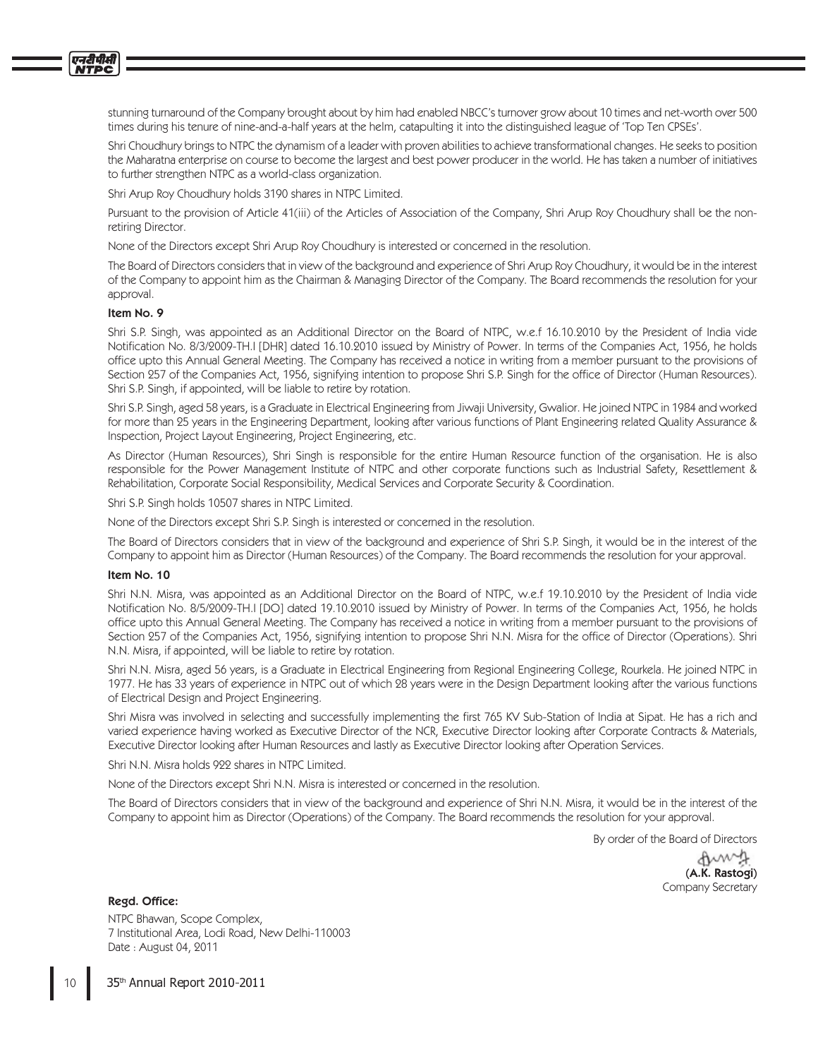stunning turnaround of the Company brought about by him had enabled NBCC's turnover grow about 10 times and net-worth over 500 times during his tenure of nine-and-a-half years at the helm, catapulting it into the distinguished league of 'Top Ten CPSEs'.

Shri Choudhury brings to NTPC the dynamism of a leader with proven abilities to achieve transformational changes. He seeks to position the Maharatna enterprise on course to become the largest and best power producer in the world. He has taken a number of initiatives to further strengthen NTPC as a world-class organization.

Shri Arup Roy Choudhury holds 3190 shares in NTPC Limited.

Pursuant to the provision of Article 41(iii) of the Articles of Association of the Company, Shri Arup Roy Choudhury shall be the non-retiring Director.

None of the Directors except Shri Arup Roy Choudhury is interested or concerned in the resolution.

The Board of Directors considers that in view of the background and experience of Shri Arup Roy Choudhury, it would be in the interest of the Company to appoint him as the Chairman & Managing Director of the Company. The Board recommends the resolution for your approval.

**Item No. 9**

Shri S.P. Singh, was appointed as an Additional Director on the Board of NTPC, w.e.f 16.10.2010 by the President of India vide Notification No. 8/3/2009-TH.I [DHR] dated 16.10.2010 issued by Ministry of Power. In terms of the Companies Act, 1956, he holds office upto this Annual General Meeting. The Company has received a notice in writing from a member pursuant to the provisions of Section 257 of the Companies Act, 1956, signifying intention to propose Shri S.P. Singh for the office of Director (Human Resources). Shri S.P. Singh, if appointed, will be liable to retire by rotation.

Shri S.P. Singh, aged 58 years, is a Graduate in Electrical Engineering from Jiwaji University, Gwalior. He joined NTPC in 1984 and worked for more than 25 years in the Engineering Department, looking after various functions of Plant Engineering related Quality Assurance & Inspection, Project Layout Engineering, Project Engineering, etc.

As Director (Human Resources), Shri Singh is responsible for the entire Human Resource function of the organisation. He is also responsible for the Power Management Institute of NTPC and other corporate functions such as Industrial Safety, Resettlement & Rehabilitation, Corporate Social Responsibility, Medical Services and Corporate Security & Coordination.

Shri S.P. Singh holds 10507 shares in NTPC Limited.

None of the Directors except Shri S.P. Singh is interested or concerned in the resolution.

The Board of Directors considers that in view of the background and experience of Shri S.P. Singh, it would be in the interest of the Company to appoint him as Director (Human Resources) of the Company. The Board recommends the resolution for your approval.

**Item No. 10**

Shri N.N. Misra, was appointed as an Additional Director on the Board of NTPC, w.e.f 19.10.2010 by the President of India vide Notification No. 8/5/2009-TH.I [DO] dated 19.10.2010 issued by Ministry of Power. In terms of the Companies Act, 1956, he holds office upto this Annual General Meeting. The Company has received a notice in writing from a member pursuant to the provisions of Section 257 of the Companies Act, 1956, signifying intention to propose Shri N.N. Misra for the office of Director (Operations). Shri N.N. Misra, if appointed, will be liable to retire by rotation.

Shri N.N. Misra, aged 56 years, is a Graduate in Electrical Engineering from Regional Engineering College, Rourkela. He joined NTPC in 1977. He has 33 years of experience in NTPC out of which 28 years were in the Design Department looking after the various functions of Electrical Design and Project Engineering.

Shri Misra was involved in selecting and successfully implementing the first 765 KV Sub-Station of India at Sipat. He has a rich and varied experience having worked as Executive Director of the NCR, Executive Director looking after Corporate Contracts & Materials, Executive Director looking after Human Resources and lastly as Executive Director looking after Operation Services.

Shri N.N. Misra holds 922 shares in NTPC Limited.

None of the Directors except Shri N.N. Misra is interested or concerned in the resolution.

The Board of Directors considers that in view of the background and experience of Shri N.N. Misra, it would be in the interest of the Company to appoint him as Director (Operations) of the Company. The Board recommends the resolution for your approval.

By order of the Board of Directors

**(A.K. Rastogi)**
Company Secretary

**Regd. Office:**

NTPC Bhawan, Scope Complex,
7 Institutional Area, Lodi Road, New Delhi-110003
Date : August 04, 2011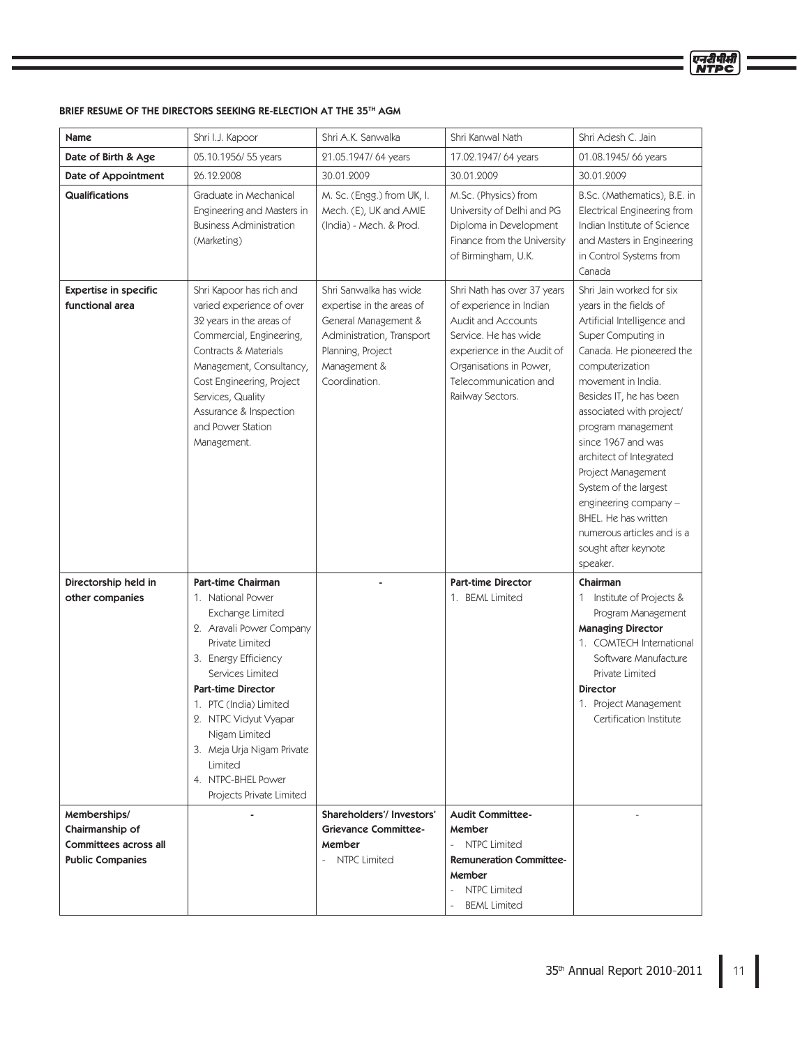## BRIEF RESUME OF THE DIRECTORS SEEKING RE-ELECTION AT THE 35TH AGM

| **Name** | Shri I.J. Kapoor | Shri A.K. Sanwalka | Shri Kanwal Nath | Shri Adesh C. Jain |
|---|---|---|---|---|
| **Date of Birth & Age** | 05.10.1956/ 55 years | 21.05.1947/ 64 years | 17.02.1947/ 64 years | 01.08.1945/ 66 years |
| **Date of Appointment** | 26.12.2008 | 30.01.2009 | 30.01.2009 | 30.01.2009 |
| **Qualifications** | Graduate in Mechanical Engineering and Masters in Business Administration (Marketing) | M. Sc. (Engg.) from UK, I. Mech. (E), UK and AMIE (India) - Mech. & Prod. | M.Sc. (Physics) from University of Delhi and PG Diploma in Development Finance from the University of Birmingham, U.K. | B.Sc. (Mathematics), B.E. in Electrical Engineering from Indian Institute of Science and Masters in Engineering in Control Systems from Canada |
| **Expertise in specific functional area** | Shri Kapoor has rich and varied experience of over 32 years in the areas of Commercial, Engineering, Contracts & Materials Management, Consultancy, Cost Engineering, Project Services, Quality Assurance & Inspection and Power Station Management. | Shri Sanwalka has wide expertise in the areas of General Management & Administration, Transport Planning, Project Management & Coordination. | Shri Nath has over 37 years of experience in Indian Audit and Accounts Service. He has wide experience in the Audit of Organisations in Power, Telecommunication and Railway Sectors. | Shri Jain worked for six years in the fields of Artificial Intelligence and Super Computing in Canada. He pioneered the computerization movement in India. Besides IT, he has been associated with project/ program management since 1967 and was architect of Integrated Project Management System of the largest engineering company – BHEL. He has written numerous articles and is a sought after keynote speaker. |
| **Directorship held in other companies** | **Part-time Chairman**<br>1. National Power Exchange Limited<br>2. Aravali Power Company Private Limited<br>3. Energy Efficiency Services Limited<br>**Part-time Director**<br>1. PTC (India) Limited<br>2. NTPC Vidyut Vyapar Nigam Limited<br>3. Meja Urja Nigam Private Limited<br>4. NTPC-BHEL Power Projects Private Limited | - | **Part-time Director**<br>1. BEML Limited | **Chairman**<br>1 Institute of Projects & Program Management<br>**Managing Director**<br>1. COMTECH International Software Manufacture Private Limited<br>**Director**<br>1. Project Management Certification Institute |
| **Memberships/ Chairmanship of Committees across all Public Companies** | - | **Shareholders'/ Investors' Grievance Committee- Member**<br>- NTPC Limited | **Audit Committee- Member**<br>- NTPC Limited<br>**Remuneration Committee- Member**<br>- NTPC Limited<br>- BEML Limited | - |